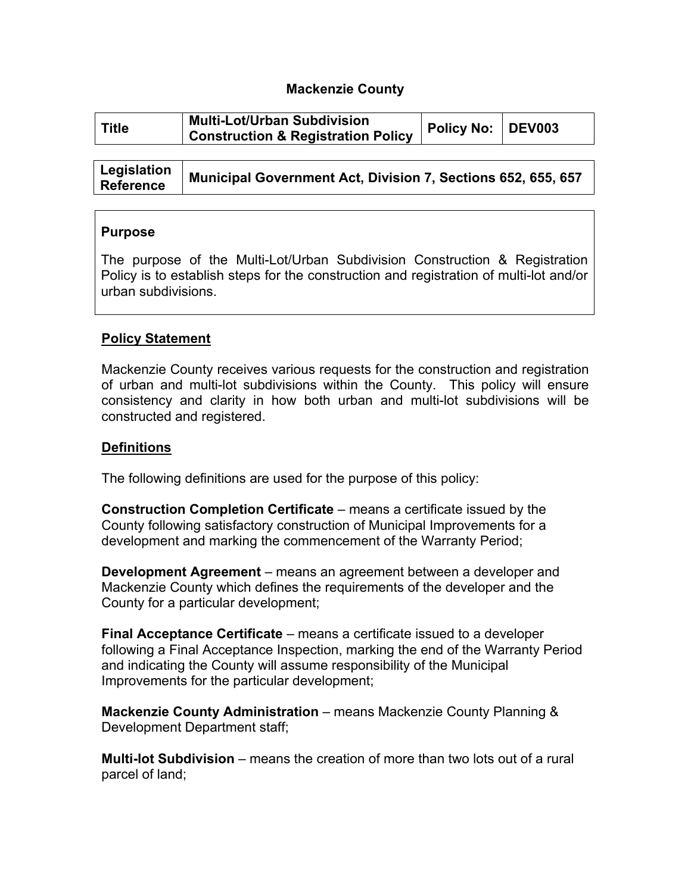# Mackenzie County

| Title | Multi-Lot/Urban Subdivision Construction & Registration Policy | Policy No: | DEV003 |
|---|---|---|---|

| Legislation Reference | Municipal Government Act, Division 7, Sections 652, 655, 657 |
|---|---|

## Purpose

The purpose of the Multi-Lot/Urban Subdivision Construction & Registration Policy is to establish steps for the construction and registration of multi-lot and/or urban subdivisions.

## Policy Statement

Mackenzie County receives various requests for the construction and registration of urban and multi-lot subdivisions within the County. This policy will ensure consistency and clarity in how both urban and multi-lot subdivisions will be constructed and registered.

## Definitions

The following definitions are used for the purpose of this policy:

**Construction Completion Certificate** – means a certificate issued by the County following satisfactory construction of Municipal Improvements for a development and marking the commencement of the Warranty Period;

**Development Agreement** – means an agreement between a developer and Mackenzie County which defines the requirements of the developer and the County for a particular development;

**Final Acceptance Certificate** – means a certificate issued to a developer following a Final Acceptance Inspection, marking the end of the Warranty Period and indicating the County will assume responsibility of the Municipal Improvements for the particular development;

**Mackenzie County Administration** – means Mackenzie County Planning & Development Department staff;

**Multi-lot Subdivision** – means the creation of more than two lots out of a rural parcel of land;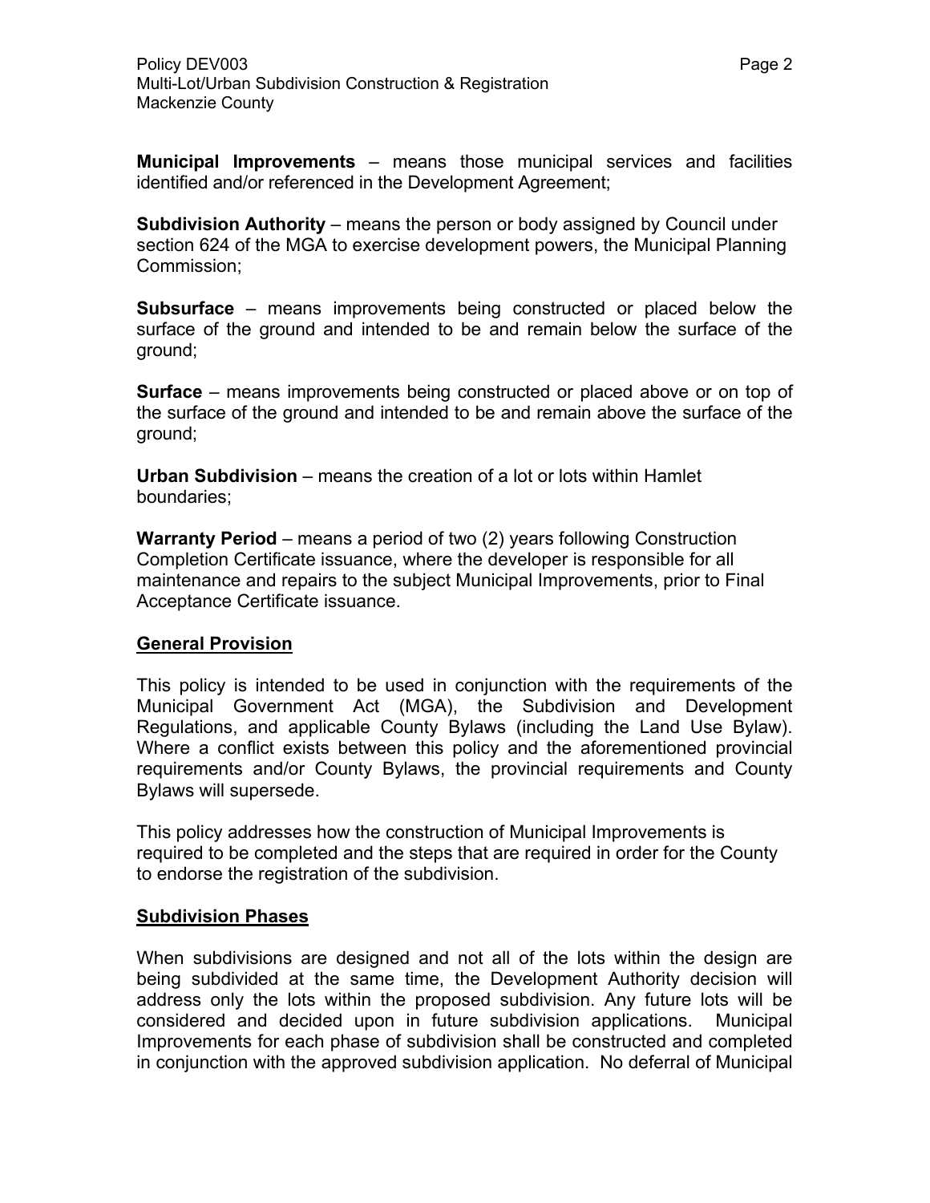**Municipal Improvements** – means those municipal services and facilities identified and/or referenced in the Development Agreement;

**Subdivision Authority** – means the person or body assigned by Council under section 624 of the MGA to exercise development powers, the Municipal Planning Commission;

**Subsurface** – means improvements being constructed or placed below the surface of the ground and intended to be and remain below the surface of the ground;

**Surface** – means improvements being constructed or placed above or on top of the surface of the ground and intended to be and remain above the surface of the ground;

**Urban Subdivision** – means the creation of a lot or lots within Hamlet boundaries;

**Warranty Period** – means a period of two (2) years following Construction Completion Certificate issuance, where the developer is responsible for all maintenance and repairs to the subject Municipal Improvements, prior to Final Acceptance Certificate issuance.

## General Provision

This policy is intended to be used in conjunction with the requirements of the Municipal Government Act (MGA), the Subdivision and Development Regulations, and applicable County Bylaws (including the Land Use Bylaw). Where a conflict exists between this policy and the aforementioned provincial requirements and/or County Bylaws, the provincial requirements and County Bylaws will supersede.

This policy addresses how the construction of Municipal Improvements is required to be completed and the steps that are required in order for the County to endorse the registration of the subdivision.

## Subdivision Phases

When subdivisions are designed and not all of the lots within the design are being subdivided at the same time, the Development Authority decision will address only the lots within the proposed subdivision. Any future lots will be considered and decided upon in future subdivision applications. Municipal Improvements for each phase of subdivision shall be constructed and completed in conjunction with the approved subdivision application. No deferral of Municipal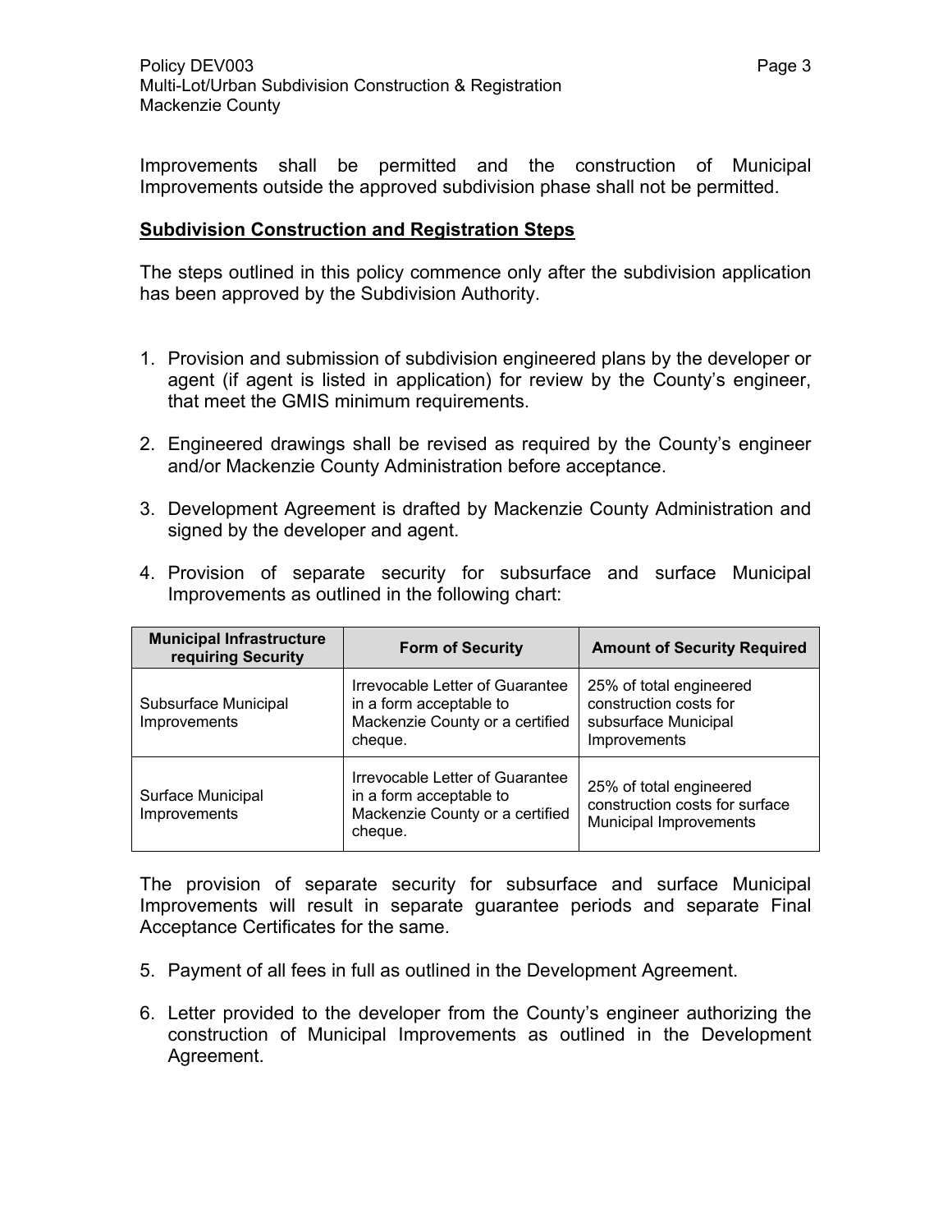Improvements shall be permitted and the construction of Municipal Improvements outside the approved subdivision phase shall not be permitted.

**Subdivision Construction and Registration Steps**

The steps outlined in this policy commence only after the subdivision application has been approved by the Subdivision Authority.

1. Provision and submission of subdivision engineered plans by the developer or agent (if agent is listed in application) for review by the County's engineer, that meet the GMIS minimum requirements.

2. Engineered drawings shall be revised as required by the County's engineer and/or Mackenzie County Administration before acceptance.

3. Development Agreement is drafted by Mackenzie County Administration and signed by the developer and agent.

4. Provision of separate security for subsurface and surface Municipal Improvements as outlined in the following chart:

| Municipal Infrastructure requiring Security | Form of Security | Amount of Security Required |
|---|---|---|
| Subsurface Municipal Improvements | Irrevocable Letter of Guarantee in a form acceptable to Mackenzie County or a certified cheque. | 25% of total engineered construction costs for subsurface Municipal Improvements |
| Surface Municipal Improvements | Irrevocable Letter of Guarantee in a form acceptable to Mackenzie County or a certified cheque. | 25% of total engineered construction costs for surface Municipal Improvements |

The provision of separate security for subsurface and surface Municipal Improvements will result in separate guarantee periods and separate Final Acceptance Certificates for the same.

5. Payment of all fees in full as outlined in the Development Agreement.

6. Letter provided to the developer from the County's engineer authorizing the construction of Municipal Improvements as outlined in the Development Agreement.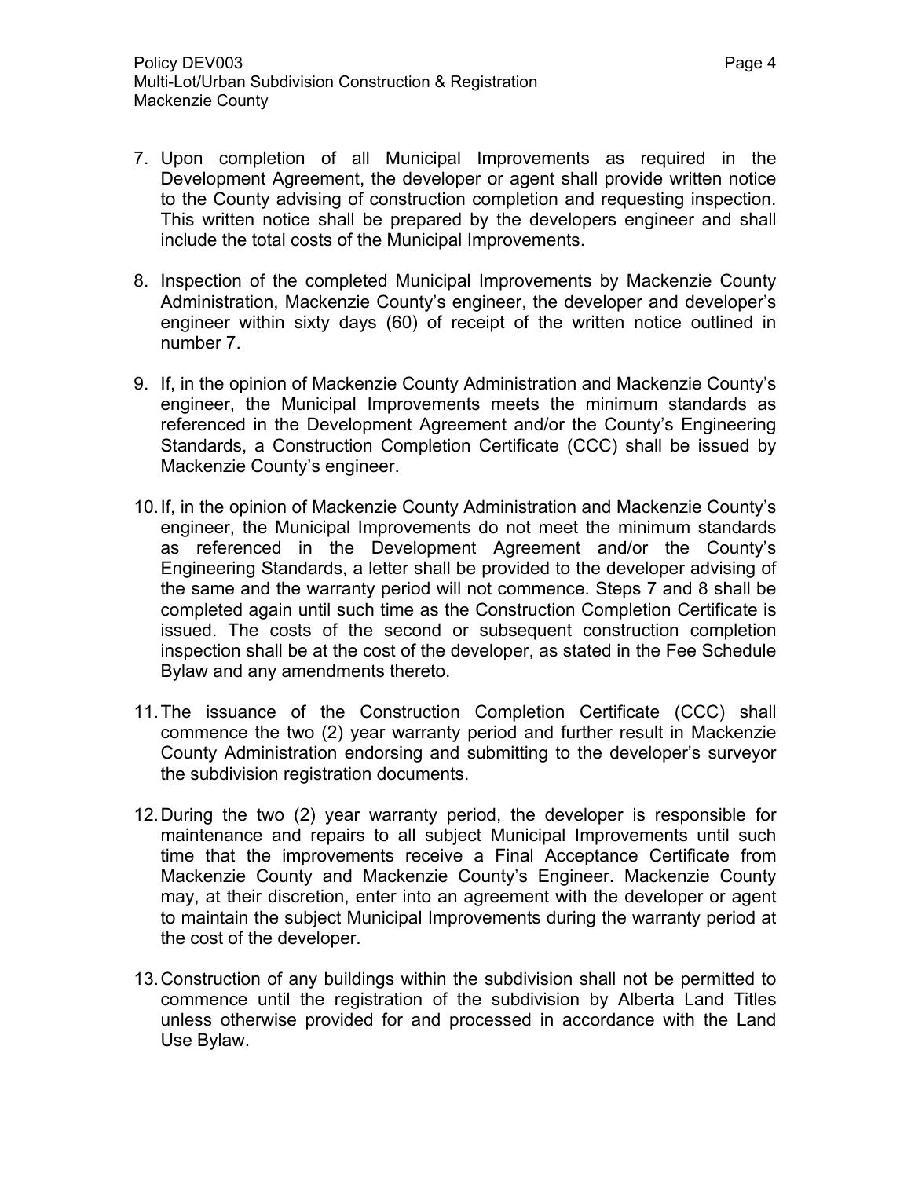7. Upon completion of all Municipal Improvements as required in the Development Agreement, the developer or agent shall provide written notice to the County advising of construction completion and requesting inspection. This written notice shall be prepared by the developers engineer and shall include the total costs of the Municipal Improvements.

8. Inspection of the completed Municipal Improvements by Mackenzie County Administration, Mackenzie County's engineer, the developer and developer's engineer within sixty days (60) of receipt of the written notice outlined in number 7.

9. If, in the opinion of Mackenzie County Administration and Mackenzie County's engineer, the Municipal Improvements meets the minimum standards as referenced in the Development Agreement and/or the County's Engineering Standards, a Construction Completion Certificate (CCC) shall be issued by Mackenzie County's engineer.

10. If, in the opinion of Mackenzie County Administration and Mackenzie County's engineer, the Municipal Improvements do not meet the minimum standards as referenced in the Development Agreement and/or the County's Engineering Standards, a letter shall be provided to the developer advising of the same and the warranty period will not commence. Steps 7 and 8 shall be completed again until such time as the Construction Completion Certificate is issued. The costs of the second or subsequent construction completion inspection shall be at the cost of the developer, as stated in the Fee Schedule Bylaw and any amendments thereto.

11. The issuance of the Construction Completion Certificate (CCC) shall commence the two (2) year warranty period and further result in Mackenzie County Administration endorsing and submitting to the developer's surveyor the subdivision registration documents.

12. During the two (2) year warranty period, the developer is responsible for maintenance and repairs to all subject Municipal Improvements until such time that the improvements receive a Final Acceptance Certificate from Mackenzie County and Mackenzie County's Engineer. Mackenzie County may, at their discretion, enter into an agreement with the developer or agent to maintain the subject Municipal Improvements during the warranty period at the cost of the developer.

13. Construction of any buildings within the subdivision shall not be permitted to commence until the registration of the subdivision by Alberta Land Titles unless otherwise provided for and processed in accordance with the Land Use Bylaw.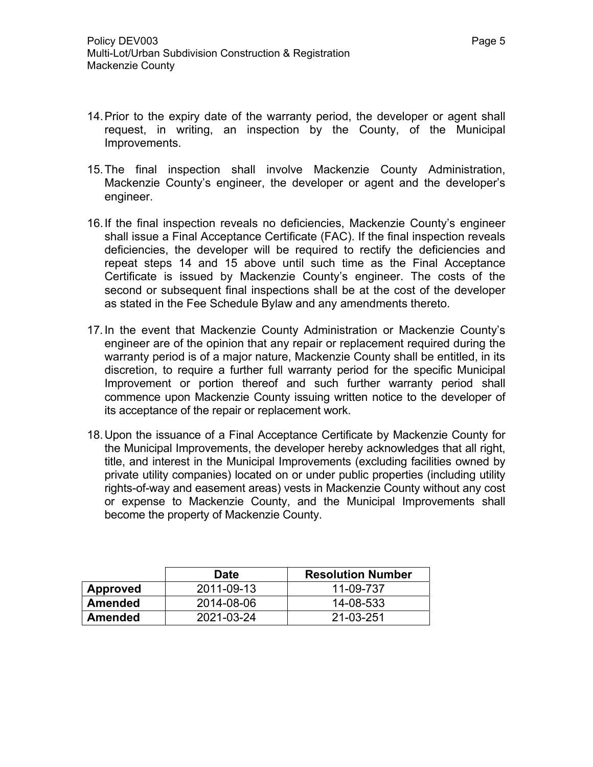14. Prior to the expiry date of the warranty period, the developer or agent shall request, in writing, an inspection by the County, of the Municipal Improvements.

15. The final inspection shall involve Mackenzie County Administration, Mackenzie County's engineer, the developer or agent and the developer's engineer.

16. If the final inspection reveals no deficiencies, Mackenzie County's engineer shall issue a Final Acceptance Certificate (FAC). If the final inspection reveals deficiencies, the developer will be required to rectify the deficiencies and repeat steps 14 and 15 above until such time as the Final Acceptance Certificate is issued by Mackenzie County's engineer. The costs of the second or subsequent final inspections shall be at the cost of the developer as stated in the Fee Schedule Bylaw and any amendments thereto.

17. In the event that Mackenzie County Administration or Mackenzie County's engineer are of the opinion that any repair or replacement required during the warranty period is of a major nature, Mackenzie County shall be entitled, in its discretion, to require a further full warranty period for the specific Municipal Improvement or portion thereof and such further warranty period shall commence upon Mackenzie County issuing written notice to the developer of its acceptance of the repair or replacement work.

18. Upon the issuance of a Final Acceptance Certificate by Mackenzie County for the Municipal Improvements, the developer hereby acknowledges that all right, title, and interest in the Municipal Improvements (excluding facilities owned by private utility companies) located on or under public properties (including utility rights-of-way and easement areas) vests in Mackenzie County without any cost or expense to Mackenzie County, and the Municipal Improvements shall become the property of Mackenzie County.

| | Date | Resolution Number |
|---|---|---|
| **Approved** | 2011-09-13 | 11-09-737 |
| **Amended** | 2014-08-06 | 14-08-533 |
| **Amended** | 2021-03-24 | 21-03-251 |